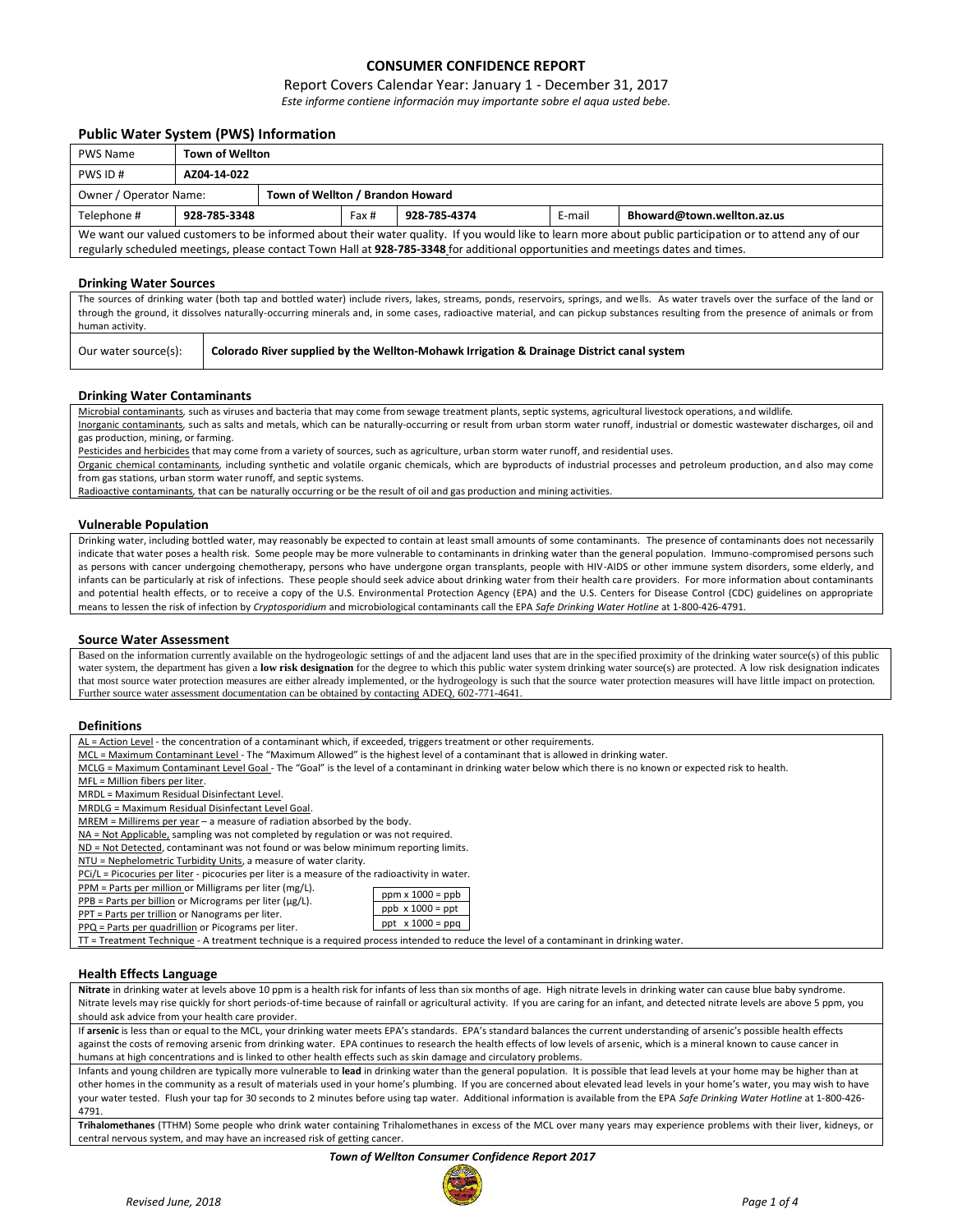# CONSUMER CONFIDENCE REPORT

Report Covers Calendar Year: January 1 - December 31, 2017

*Este informe contiene información muy importante sobre el aqua usted bebe.*

## Public Water System (PWS) Information

| PWS Name | **Town of Wellton** | | | | | |
|---|---|---|---|---|---|---|
| PWS ID # | **AZ04-14-022** | | | | | |
| Owner / Operator Name: | **Town of Wellton / Brandon Howard** | | | | | |
| Telephone # | **928-785-3348** | Fax # | **928-785-4374** | E-mail | **Bhoward@town.wellton.az.us** | |

We want our valued customers to be informed about their water quality. If you would like to learn more about public participation or to attend any of our regularly scheduled meetings, please contact Town Hall at **928-785-3348** for additional opportunities and meetings dates and times.

## Drinking Water Sources

The sources of drinking water (both tap and bottled water) include rivers, lakes, streams, ponds, reservoirs, springs, and wells. As water travels over the surface of the land or through the ground, it dissolves naturally-occurring minerals and, in some cases, radioactive material, and can pickup substances resulting from the presence of animals or from human activity.

| Our water source(s): | **Colorado River supplied by the Wellton-Mohawk Irrigation & Drainage District canal system** |
|---|---|

## Drinking Water Contaminants

Microbial contaminants, such as viruses and bacteria that may come from sewage treatment plants, septic systems, agricultural livestock operations, and wildlife.

Inorganic contaminants, such as salts and metals, which can be naturally-occurring or result from urban storm water runoff, industrial or domestic wastewater discharges, oil and gas production, mining, or farming.

Pesticides and herbicides that may come from a variety of sources, such as agriculture, urban storm water runoff, and residential uses.

Organic chemical contaminants, including synthetic and volatile organic chemicals, which are byproducts of industrial processes and petroleum production, and also may come from gas stations, urban storm water runoff, and septic systems.

Radioactive contaminants, that can be naturally occurring or be the result of oil and gas production and mining activities.

## Vulnerable Population

Drinking water, including bottled water, may reasonably be expected to contain at least small amounts of some contaminants. The presence of contaminants does not necessarily indicate that water poses a health risk. Some people may be more vulnerable to contaminants in drinking water than the general population. Immuno-compromised persons such as persons with cancer undergoing chemotherapy, persons who have undergone organ transplants, people with HIV-AIDS or other immune system disorders, some elderly, and infants can be particularly at risk of infections. These people should seek advice about drinking water from their health care providers. For more information about contaminants and potential health effects, or to receive a copy of the U.S. Environmental Protection Agency (EPA) and the U.S. Centers for Disease Control (CDC) guidelines on appropriate means to lessen the risk of infection by *Cryptosporidium* and microbiological contaminants call the EPA *Safe Drinking Water Hotline* at 1-800-426-4791.

## Source Water Assessment

Based on the information currently available on the hydrogeologic settings of and the adjacent land uses that are in the specified proximity of the drinking water source(s) of this public water system, the department has given a **low risk designation** for the degree to which this public water system drinking water source(s) are protected. A low risk designation indicates that most source water protection measures are either already implemented, or the hydrogeology is such that the source water protection measures will have little impact on protection. Further source water assessment documentation can be obtained by contacting ADEQ, 602-771-4641.

## Definitions

AL = Action Level - the concentration of a contaminant which, if exceeded, triggers treatment or other requirements.

MCL = Maximum Contaminant Level - The "Maximum Allowed" is the highest level of a contaminant that is allowed in drinking water.

MCLG = Maximum Contaminant Level Goal - The "Goal" is the level of a contaminant in drinking water below which there is no known or expected risk to health.

MFL = Million fibers per liter.

MRDL = Maximum Residual Disinfectant Level.

MRDLG = Maximum Residual Disinfectant Level Goal.

MREM = Millirems per year – a measure of radiation absorbed by the body.

NA = Not Applicable, sampling was not completed by regulation or was not required.

ND = Not Detected, contaminant was not found or was below minimum reporting limits.

NTU = Nephelometric Turbidity Units, a measure of water clarity.

PCi/L = Picocuries per liter - picocuries per liter is a measure of the radioactivity in water.

PPM = Parts per million or Milligrams per liter (mg/L).

PPB = Parts per billion or Micrograms per liter (µg/L).

PPT = Parts per trillion or Nanograms per liter.

PPQ = Parts per quadrillion or Picograms per liter.

| |
|---|
| ppm x 1000 = ppb |
| ppb x 1000 = ppt |
| ppt x 1000 = ppq |

TT = Treatment Technique - A treatment technique is a required process intended to reduce the level of a contaminant in drinking water.

## Health Effects Language

**Nitrate** in drinking water at levels above 10 ppm is a health risk for infants of less than six months of age. High nitrate levels in drinking water can cause blue baby syndrome. Nitrate levels may rise quickly for short periods-of-time because of rainfall or agricultural activity. If you are caring for an infant, and detected nitrate levels are above 5 ppm, you should ask advice from your health care provider.

If **arsenic** is less than or equal to the MCL, your drinking water meets EPA's standards. EPA's standard balances the current understanding of arsenic's possible health effects against the costs of removing arsenic from drinking water. EPA continues to research the health effects of low levels of arsenic, which is a mineral known to cause cancer in humans at high concentrations and is linked to other health effects such as skin damage and circulatory problems.

Infants and young children are typically more vulnerable to **lead** in drinking water than the general population. It is possible that lead levels at your home may be higher than at other homes in the community as a result of materials used in your home's plumbing. If you are concerned about elevated lead levels in your home's water, you may wish to have your water tested. Flush your tap for 30 seconds to 2 minutes before using tap water. Additional information is available from the EPA *Safe Drinking Water Hotline* at 1-800-426-4791.

**Trihalomethanes** (TTHM) Some people who drink water containing Trihalomethanes in excess of the MCL over many years may experience problems with their liver, kidneys, or central nervous system, and may have an increased risk of getting cancer.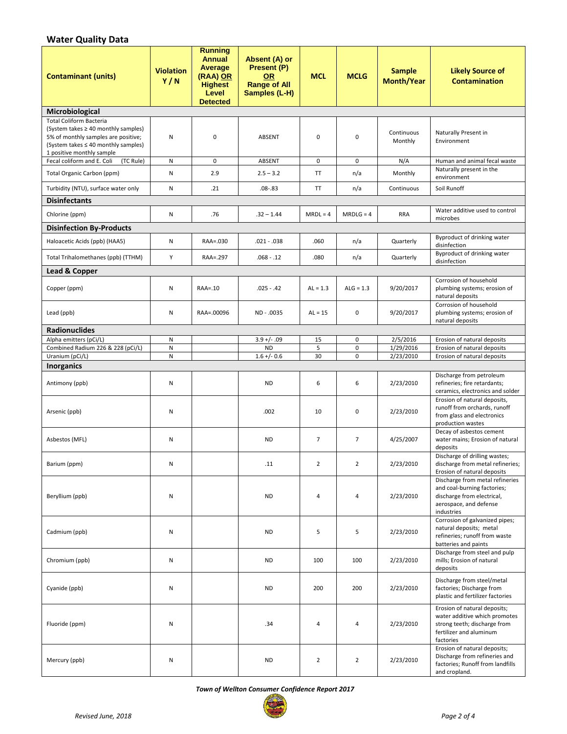## Water Quality Data

| Contaminant (units) | Violation Y / N | Running Annual Average (RAA) OR Highest Level Detected | Absent (A) or Present (P) OR Range of All Samples (L-H) | MCL | MCLG | Sample Month/Year | Likely Source of Contamination |
|---|---|---|---|---|---|---|---|
| **Microbiological** | | | | | | | |
| Total Coliform Bacteria (System takes ≥ 40 monthly samples) 5% of monthly samples are positive; (System takes ≤ 40 monthly samples) 1 positive monthly sample | N | 0 | ABSENT | 0 | 0 | Continuous Monthly | Naturally Present in Environment |
| Fecal coliform and E. Coli (TC Rule) | N | 0 | ABSENT | 0 | 0 | N/A | Human and animal fecal waste |
| Total Organic Carbon (ppm) | N | 2.9 | 2.5 – 3.2 | TT | n/a | Monthly | Naturally present in the environment |
| Turbidity (NTU), surface water only | N | .21 | .08-.83 | TT | n/a | Continuous | Soil Runoff |
| **Disinfectants** | | | | | | | |
| Chlorine (ppm) | N | .76 | .32 – 1.44 | MRDL = 4 | MRDLG = 4 | RRA | Water additive used to control microbes |
| **Disinfection By-Products** | | | | | | | |
| Haloacetic Acids (ppb) (HAA5) | N | RAA=.030 | .021 - .038 | .060 | n/a | Quarterly | Byproduct of drinking water disinfection |
| Total Trihalomethanes (ppb) (TTHM) | Y | RAA=.297 | .068 - .12 | .080 | n/a | Quarterly | Byproduct of drinking water disinfection |
| **Lead & Copper** | | | | | | | |
| Copper (ppm) | N | RAA=.10 | .025 - .42 | AL = 1.3 | ALG = 1.3 | 9/20/2017 | Corrosion of household plumbing systems; erosion of natural deposits |
| Lead (ppb) | N | RAA=.00096 | ND - .0035 | AL = 15 | 0 | 9/20/2017 | Corrosion of household plumbing systems; erosion of natural deposits |
| **Radionuclides** | | | | | | | |
| Alpha emitters (pCi/L) | N | | 3.9 +/- .09 | 15 | 0 | 2/5/2016 | Erosion of natural deposits |
| Combined Radium 226 & 228 (pCi/L) | N | | ND | 5 | 0 | 1/29/2016 | Erosion of natural deposits |
| Uranium (pCi/L) | N | | 1.6 +/- 0.6 | 30 | 0 | 2/23/2010 | Erosion of natural deposits |
| **Inorganics** | | | | | | | |
| Antimony (ppb) | N | | ND | 6 | 6 | 2/23/2010 | Discharge from petroleum refineries; fire retardants; ceramics, electronics and solder |
| Arsenic (ppb) | N | | .002 | 10 | 0 | 2/23/2010 | Erosion of natural deposits, runoff from orchards, runoff from glass and electronics production wastes |
| Asbestos (MFL) | N | | ND | 7 | 7 | 4/25/2007 | Decay of asbestos cement water mains; Erosion of natural deposits |
| Barium (ppm) | N | | .11 | 2 | 2 | 2/23/2010 | Discharge of drilling wastes; discharge from metal refineries; Erosion of natural deposits |
| Beryllium (ppb) | N | | ND | 4 | 4 | 2/23/2010 | Discharge from metal refineries and coal-burning factories; discharge from electrical, aerospace, and defense industries |
| Cadmium (ppb) | N | | ND | 5 | 5 | 2/23/2010 | Corrosion of galvanized pipes; natural deposits; metal refineries; runoff from waste batteries and paints |
| Chromium (ppb) | N | | ND | 100 | 100 | 2/23/2010 | Discharge from steel and pulp mills; Erosion of natural deposits |
| Cyanide (ppb) | N | | ND | 200 | 200 | 2/23/2010 | Discharge from steel/metal factories; Discharge from plastic and fertilizer factories |
| Fluoride (ppm) | N | | .34 | 4 | 4 | 2/23/2010 | Erosion of natural deposits; water additive which promotes strong teeth; discharge from fertilizer and aluminum factories |
| Mercury (ppb) | N | | ND | 2 | 2 | 2/23/2010 | Erosion of natural deposits; Discharge from refineries and factories; Runoff from landfills and cropland. |

*Town of Wellton Consumer Confidence Report 2017*

*Revised June, 2018*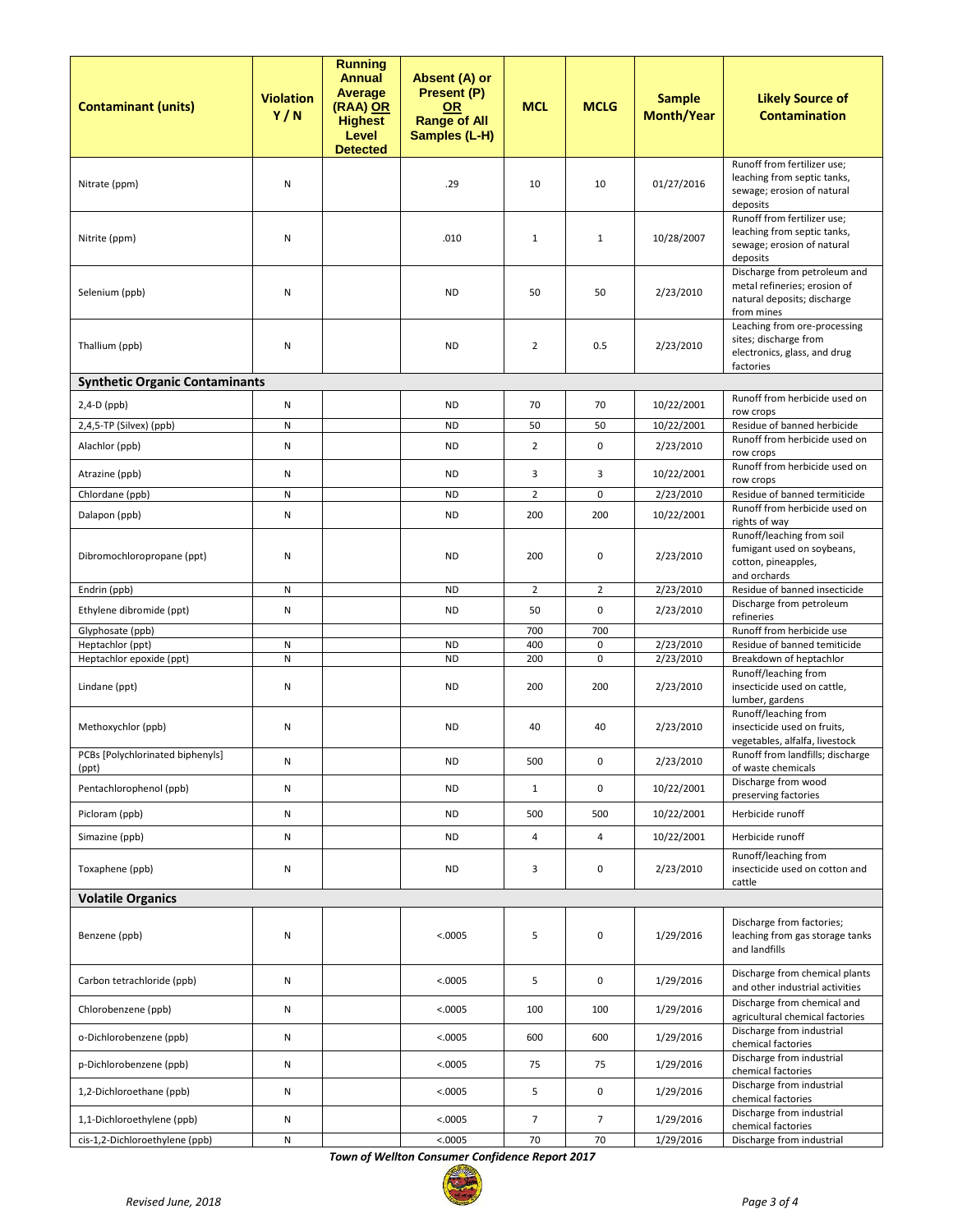| Contaminant (units) | Violation Y / N | Running Annual Average (RAA) OR Highest Level Detected | Absent (A) or Present (P) OR Range of All Samples (L-H) | MCL | MCLG | Sample Month/Year | Likely Source of Contamination |
|---|---|---|---|---|---|---|---|
| Nitrate (ppm) | N | | .29 | 10 | 10 | 01/27/2016 | Runoff from fertilizer use; leaching from septic tanks, sewage; erosion of natural deposits |
| Nitrite (ppm) | N | | .010 | 1 | 1 | 10/28/2007 | Runoff from fertilizer use; leaching from septic tanks, sewage; erosion of natural deposits |
| Selenium (ppb) | N | | ND | 50 | 50 | 2/23/2010 | Discharge from petroleum and metal refineries; erosion of natural deposits; discharge from mines |
| Thallium (ppb) | N | | ND | 2 | 0.5 | 2/23/2010 | Leaching from ore-processing sites; discharge from electronics, glass, and drug factories |
| **Synthetic Organic Contaminants** | | | | | | | |
| 2,4-D (ppb) | N | | ND | 70 | 70 | 10/22/2001 | Runoff from herbicide used on row crops |
| 2,4,5-TP (Silvex) (ppb) | N | | ND | 50 | 50 | 10/22/2001 | Residue of banned herbicide |
| Alachlor (ppb) | N | | ND | 2 | 0 | 2/23/2010 | Runoff from herbicide used on row crops |
| Atrazine (ppb) | N | | ND | 3 | 3 | 10/22/2001 | Runoff from herbicide used on row crops |
| Chlordane (ppb) | N | | ND | 2 | 0 | 2/23/2010 | Residue of banned termiticide |
| Dalapon (ppb) | N | | ND | 200 | 200 | 10/22/2001 | Runoff from herbicide used on rights of way |
| Dibromochloropropane (ppt) | N | | ND | 200 | 0 | 2/23/2010 | Runoff/leaching from soil fumigant used on soybeans, cotton, pineapples, and orchards |
| Endrin (ppb) | N | | ND | 2 | 2 | 2/23/2010 | Residue of banned insecticide |
| Ethylene dibromide (ppt) | N | | ND | 50 | 0 | 2/23/2010 | Discharge from petroleum refineries |
| Glyphosate (ppb) | | | | 700 | 700 | | Runoff from herbicide use |
| Heptachlor (ppt) | N | | ND | 400 | 0 | 2/23/2010 | Residue of banned temiticide |
| Heptachlor epoxide (ppt) | N | | ND | 200 | 0 | 2/23/2010 | Breakdown of heptachlor |
| Lindane (ppt) | N | | ND | 200 | 200 | 2/23/2010 | Runoff/leaching from insecticide used on cattle, lumber, gardens |
| Methoxychlor (ppb) | N | | ND | 40 | 40 | 2/23/2010 | Runoff/leaching from insecticide used on fruits, vegetables, alfalfa, livestock |
| PCBs [Polychlorinated biphenyls] (ppt) | N | | ND | 500 | 0 | 2/23/2010 | Runoff from landfills; discharge of waste chemicals |
| Pentachlorophenol (ppb) | N | | ND | 1 | 0 | 10/22/2001 | Discharge from wood preserving factories |
| Picloram (ppb) | N | | ND | 500 | 500 | 10/22/2001 | Herbicide runoff |
| Simazine (ppb) | N | | ND | 4 | 4 | 10/22/2001 | Herbicide runoff |
| Toxaphene (ppb) | N | | ND | 3 | 0 | 2/23/2010 | Runoff/leaching from insecticide used on cotton and cattle |
| **Volatile Organics** | | | | | | | |
| Benzene (ppb) | N | | <.0005 | 5 | 0 | 1/29/2016 | Discharge from factories; leaching from gas storage tanks and landfills |
| Carbon tetrachloride (ppb) | N | | <.0005 | 5 | 0 | 1/29/2016 | Discharge from chemical plants and other industrial activities |
| Chlorobenzene (ppb) | N | | <.0005 | 100 | 100 | 1/29/2016 | Discharge from chemical and agricultural chemical factories |
| o-Dichlorobenzene (ppb) | N | | <.0005 | 600 | 600 | 1/29/2016 | Discharge from industrial chemical factories |
| p-Dichlorobenzene (ppb) | N | | <.0005 | 75 | 75 | 1/29/2016 | Discharge from industrial chemical factories |
| 1,2-Dichloroethane (ppb) | N | | <.0005 | 5 | 0 | 1/29/2016 | Discharge from industrial chemical factories |
| 1,1-Dichloroethylene (ppb) | N | | <.0005 | 7 | 7 | 1/29/2016 | Discharge from industrial chemical factories |
| cis-1,2-Dichloroethylene (ppb) | N | | <.0005 | 70 | 70 | 1/29/2016 | Discharge from industrial |

*Town of Wellton Consumer Confidence Report 2017*

*Revised June, 2018*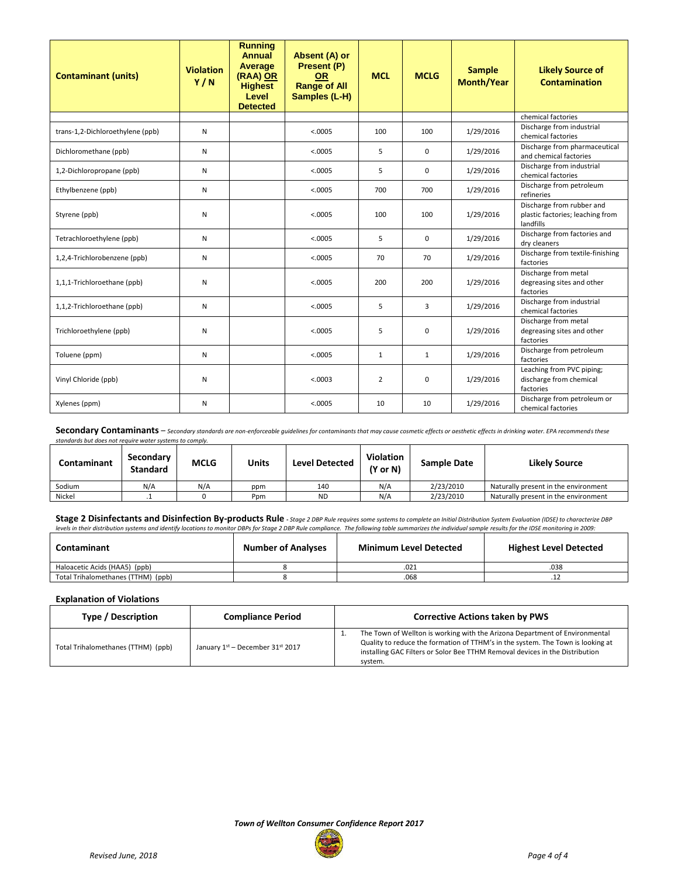| Contaminant (units) | Violation Y / N | Running Annual Average (RAA) OR Highest Level Detected | Absent (A) or Present (P) OR Range of All Samples (L-H) | MCL | MCLG | Sample Month/Year | Likely Source of Contamination |
|---|---|---|---|---|---|---|---|
| | | | | | | | chemical factories |
| trans-1,2-Dichloroethylene (ppb) | N | | <.0005 | 100 | 100 | 1/29/2016 | Discharge from industrial chemical factories |
| Dichloromethane (ppb) | N | | <.0005 | 5 | 0 | 1/29/2016 | Discharge from pharmaceutical and chemical factories |
| 1,2-Dichloropropane (ppb) | N | | <.0005 | 5 | 0 | 1/29/2016 | Discharge from industrial chemical factories |
| Ethylbenzene (ppb) | N | | <.0005 | 700 | 700 | 1/29/2016 | Discharge from petroleum refineries |
| Styrene (ppb) | N | | <.0005 | 100 | 100 | 1/29/2016 | Discharge from rubber and plastic factories; leaching from landfills |
| Tetrachloroethylene (ppb) | N | | <.0005 | 5 | 0 | 1/29/2016 | Discharge from factories and dry cleaners |
| 1,2,4-Trichlorobenzene (ppb) | N | | <.0005 | 70 | 70 | 1/29/2016 | Discharge from textile-finishing factories |
| 1,1,1-Trichloroethane (ppb) | N | | <.0005 | 200 | 200 | 1/29/2016 | Discharge from metal degreasing sites and other factories |
| 1,1,2-Trichloroethane (ppb) | N | | <.0005 | 5 | 3 | 1/29/2016 | Discharge from industrial chemical factories |
| Trichloroethylene (ppb) | N | | <.0005 | 5 | 0 | 1/29/2016 | Discharge from metal degreasing sites and other factories |
| Toluene (ppm) | N | | <.0005 | 1 | 1 | 1/29/2016 | Discharge from petroleum factories |
| Vinyl Chloride (ppb) | N | | <.0003 | 2 | 0 | 1/29/2016 | Leaching from PVC piping; discharge from chemical factories |
| Xylenes (ppm) | N | | <.0005 | 10 | 10 | 1/29/2016 | Discharge from petroleum or chemical factories |

**Secondary Contaminants** – *Secondary standards are non-enforceable guidelines for contaminants that may cause cosmetic effects or aesthetic effects in drinking water. EPA recommends these standards but does not require water systems to comply.*

| Contaminant | Secondary Standard | MCLG | Units | Level Detected | Violation (Y or N) | Sample Date | Likely Source |
|---|---|---|---|---|---|---|---|
| Sodium | N/A | N/A | ppm | 140 | N/A | 2/23/2010 | Naturally present in the environment |
| Nickel | .1 | 0 | Ppm | ND | N/A | 2/23/2010 | Naturally present in the environment |

**Stage 2 Disinfectants and Disinfection By-products Rule** - *Stage 2 DBP Rule requires some systems to complete an Initial Distribution System Evaluation (IDSE) to characterize DBP levels in their distribution systems and identify locations to monitor DBPs for Stage 2 DBP Rule compliance. The following table summarizes the individual sample results for the IDSE monitoring in 2009:*

| Contaminant | Number of Analyses | Minimum Level Detected | Highest Level Detected |
|---|---|---|---|
| Haloacetic Acids (HAA5) (ppb) | 8 | .021 | .038 |
| Total Trihalomethanes (TTHM) (ppb) | 8 | .068 | .12 |

**Explanation of Violations**

| Type / Description | Compliance Period | Corrective Actions taken by PWS |
|---|---|---|
| Total Trihalomethanes (TTHM) (ppb) | January 1st – December 31st 2017 | 1. The Town of Wellton is working with the Arizona Department of Environmental Quality to reduce the formation of TTHM's in the system. The Town is looking at installing GAC Filters or Solor Bee TTHM Removal devices in the Distribution system. |

*Town of Wellton Consumer Confidence Report 2017*

*Revised June, 2018*